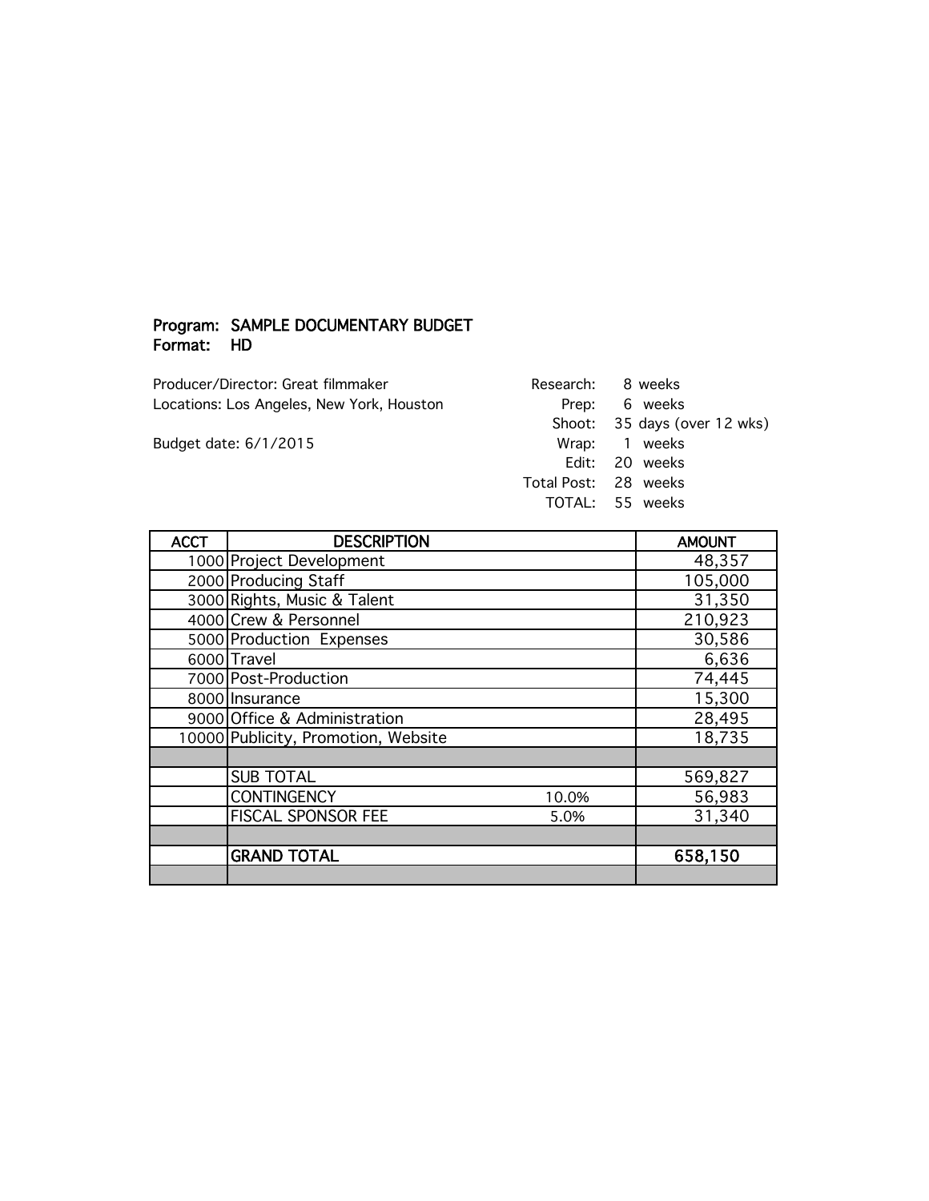**Program: SAMPLE DOCUMENTARY BUDGET**
**Format: HD**

Producer/Director: Great filmmaker
Locations: Los Angeles, New York, Houston

Budget date: 6/1/2015

| | |
|---|---|
| Research: | 8 weeks |
| Prep: | 6 weeks |
| Shoot: | 35 days (over 12 wks) |
| Wrap: | 1 weeks |
| Edit: | 20 weeks |
| Total Post: | 28 weeks |
| TOTAL: | 55 weeks |

| ACCT | DESCRIPTION | | AMOUNT |
|---|---|---|---|
| 1000 | Project Development | | 48,357 |
| 2000 | Producing Staff | | 105,000 |
| 3000 | Rights, Music & Talent | | 31,350 |
| 4000 | Crew & Personnel | | 210,923 |
| 5000 | Production Expenses | | 30,586 |
| 6000 | Travel | | 6,636 |
| 7000 | Post-Production | | 74,445 |
| 8000 | Insurance | | 15,300 |
| 9000 | Office & Administration | | 28,495 |
| 10000 | Publicity, Promotion, Website | | 18,735 |
| | | | |
| | SUB TOTAL | | 569,827 |
| | CONTINGENCY | 10.0% | 56,983 |
| | FISCAL SPONSOR FEE | 5.0% | 31,340 |
| | | | |
| | **GRAND TOTAL** | | **658,150** |
| | | | |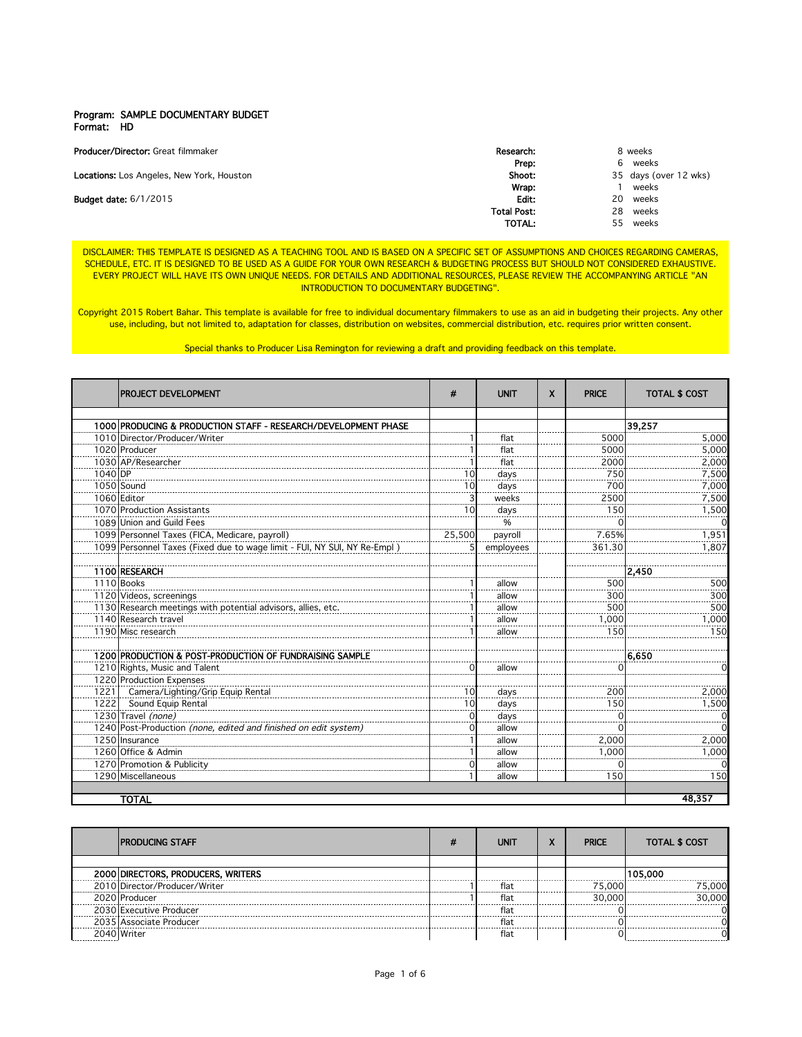**Program:** SAMPLE DOCUMENTARY BUDGET
**Format:** HD

**Producer/Director:** Great filmmaker

**Locations:** Los Angeles, New York, Houston

**Budget date:** 6/1/2015

| | | |
|---|---|---|
| **Research:** | 8 | weeks |
| **Prep:** | 6 | weeks |
| **Shoot:** | 35 | days (over 12 wks) |
| **Wrap:** | 1 | weeks |
| **Edit:** | 20 | weeks |
| **Total Post:** | 28 | weeks |
| **TOTAL:** | 55 | weeks |

DISCLAIMER: THIS TEMPLATE IS DESIGNED AS A TEACHING TOOL AND IS BASED ON A SPECIFIC SET OF ASSUMPTIONS AND CHOICES REGARDING CAMERAS, SCHEDULE, ETC. IT IS DESIGNED TO BE USED AS A GUIDE FOR YOUR OWN RESEARCH & BUDGETING PROCESS BUT SHOULD NOT CONSIDERED EXHAUSTIVE. EVERY PROJECT WILL HAVE ITS OWN UNIQUE NEEDS. FOR DETAILS AND ADDITIONAL RESOURCES, PLEASE REVIEW THE ACCOMPANYING ARTICLE "AN INTRODUCTION TO DOCUMENTARY BUDGETING".

Copyright 2015 Robert Bahar. This template is available for free to individual documentary filmmakers to use as an aid in budgeting their projects. Any other use, including, but not limited to, adaptation for classes, distribution on websites, commercial distribution, etc. requires prior written consent.

Special thanks to Producer Lisa Remington for reviewing a draft and providing feedback on this template.

| | PROJECT DEVELOPMENT | # | UNIT | X | PRICE | TOTAL $ COST |
|---|---|---|---|---|---|---|
| **1000** | **PRODUCING & PRODUCTION STAFF - RESEARCH/DEVELOPMENT PHASE** | | | | | **39,257** |
| 1010 | Director/Producer/Writer | 1 | flat | | 5000 | 5,000 |
| 1020 | Producer | 1 | flat | | 5000 | 5,000 |
| 1030 | AP/Researcher | 1 | flat | | 2000 | 2,000 |
| 1040 | DP | 10 | days | | 750 | 7,500 |
| 1050 | Sound | 10 | days | | 700 | 7,000 |
| 1060 | Editor | 3 | weeks | | 2500 | 7,500 |
| 1070 | Production Assistants | 10 | days | | 150 | 1,500 |
| 1089 | Union and Guild Fees | | % | | 0 | 0 |
| 1099 | Personnel Taxes (FICA, Medicare, payroll) | 25,500 | payroll | | 7.65% | 1,951 |
| 1099 | Personnel Taxes (Fixed due to wage limit - FUI, NY SUI, NY Re-Empl ) | 5 | employees | | 361.30 | 1,807 |
| **1100** | **RESEARCH** | | | | | **2,450** |
| 1110 | Books | 1 | allow | | 500 | 500 |
| 1120 | Videos, screenings | 1 | allow | | 300 | 300 |
| 1130 | Research meetings with potential advisors, allies, etc. | 1 | allow | | 500 | 500 |
| 1140 | Research travel | 1 | allow | | 1,000 | 1,000 |
| 1190 | Misc research | 1 | allow | | 150 | 150 |
| **1200** | **PRODUCTION & POST-PRODUCTION OF FUNDRAISING SAMPLE** | | | | | **6,650** |
| 1210 | Rights, Music and Talent | 0 | allow | | 0 | 0 |
| 1220 | Production Expenses | | | | | |
| 1221 | Camera/Lighting/Grip Equip Rental | 10 | days | | 200 | 2,000 |
| 1222 | Sound Equip Rental | 10 | days | | 150 | 1,500 |
| 1230 | Travel *(none)* | 0 | days | | 0 | 0 |
| 1240 | Post-Production *(none, edited and finished on edit system)* | 0 | allow | | 0 | 0 |
| 1250 | Insurance | 1 | allow | | 2,000 | 2,000 |
| 1260 | Office & Admin | 1 | allow | | 1,000 | 1,000 |
| 1270 | Promotion & Publicity | 0 | allow | | 0 | 0 |
| 1290 | Miscellaneous | 1 | allow | | 150 | 150 |
| | **TOTAL** | | | | | **48,357** |

| | PRODUCING STAFF | # | UNIT | X | PRICE | TOTAL $ COST |
|---|---|---|---|---|---|---|
| **2000** | **DIRECTORS, PRODUCERS, WRITERS** | | | | | **105,000** |
| 2010 | Director/Producer/Writer | 1 | flat | | 75,000 | 75,000 |
| 2020 | Producer | 1 | flat | | 30,000 | 30,000 |
| 2030 | Executive Producer | | flat | | 0 | 0 |
| 2035 | Associate Producer | | flat | | 0 | 0 |
| 2040 | Writer | | flat | | 0 | 0 |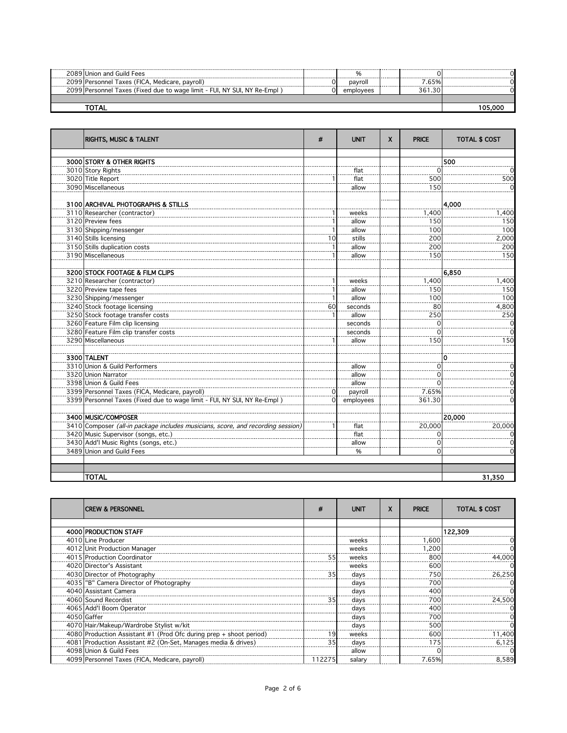| | | # | UNIT | X | PRICE | TOTAL $ COST |
|---|---|---|---|---|---|---|
| 2089 | Union and Guild Fees | | % | | 0 | 0 |
| 2099 | Personnel Taxes (FICA, Medicare, payroll) | 0 | payroll | | 7.65% | 0 |
| 2099 | Personnel Taxes (Fixed due to wage limit - FUI, NY SUI, NY Re-Empl ) | 0 | employees | | 361.30 | 0 |
| | | | | | | |
| | **TOTAL** | | | | | **105,000** |

| | RIGHTS, MUSIC & TALENT | # | UNIT | X | PRICE | TOTAL $ COST |
|---|---|---|---|---|---|---|
| | | | | | | |
| **3000** | **STORY & OTHER RIGHTS** | | | | | **500** |
| 3010 | Story Rights | | flat | | 0 | 0 |
| 3020 | Title Report | 1 | flat | | 500 | 500 |
| 3090 | Miscellaneous | | allow | | 150 | 0 |
| | | | | | | |
| **3100** | **ARCHIVAL PHOTOGRAPHS & STILLS** | | | | | **4,000** |
| 3110 | Researcher (contractor) | 1 | weeks | | 1,400 | 1,400 |
| 3120 | Preview fees | 1 | allow | | 150 | 150 |
| 3130 | Shipping/messenger | 1 | allow | | 100 | 100 |
| 3140 | Stills licensing | 10 | stills | | 200 | 2,000 |
| 3150 | Stills duplication costs | 1 | allow | | 200 | 200 |
| 3190 | Miscellaneous | 1 | allow | | 150 | 150 |
| | | | | | | |
| **3200** | **STOCK FOOTAGE & FILM CLIPS** | | | | | **6,850** |
| 3210 | Researcher (contractor) | 1 | weeks | | 1,400 | 1,400 |
| 3220 | Preview tape fees | 1 | allow | | 150 | 150 |
| 3230 | Shipping/messenger | 1 | allow | | 100 | 100 |
| 3240 | Stock footage licensing | 60 | seconds | | 80 | 4,800 |
| 3250 | Stock footage transfer costs | 1 | allow | | 250 | 250 |
| 3260 | Feature Film clip licensing | | seconds | | 0 | 0 |
| 3280 | Feature Film clip transfer costs | | seconds | | 0 | 0 |
| 3290 | Miscellaneous | 1 | allow | | 150 | 150 |
| | | | | | | |
| **3300** | **TALENT** | | | | | **0** |
| 3310 | Union & Guild Performers | | allow | | 0 | 0 |
| 3320 | Union Narrator | | allow | | 0 | 0 |
| 3398 | Union & Guild Fees | | allow | | 0 | 0 |
| 3399 | Personnel Taxes (FICA, Medicare, payroll) | 0 | payroll | | 7.65% | 0 |
| 3399 | Personnel Taxes (Fixed due to wage limit - FUI, NY SUI, NY Re-Empl ) | 0 | employees | | 361.30 | 0 |
| | | | | | | |
| **3400** | **MUSIC/COMPOSER** | | | | | **20,000** |
| 3410 | Composer *(all-in package includes musicians, score, and recording session)* | 1 | flat | | 20,000 | 20,000 |
| 3420 | Music Supervisor (songs, etc.) | | flat | | 0 | 0 |
| 3430 | Add'l Music Rights (songs, etc.) | | allow | | 0 | 0 |
| 3489 | Union and Guild Fees | | % | | 0 | 0 |
| | | | | | | |
| | | | | | | |
| | **TOTAL** | | | | | **31,350** |

| | CREW & PERSONNEL | # | UNIT | X | PRICE | TOTAL $ COST |
|---|---|---|---|---|---|---|
| | | | | | | |
| **4000** | **PRODUCTION STAFF** | | | | | **122,309** |
| 4010 | Line Producer | | weeks | | 1,600 | 0 |
| 4012 | Unit Production Manager | | weeks | | 1,200 | 0 |
| 4015 | Production Coordinator | 55 | weeks | | 800 | 44,000 |
| 4020 | Director's Assistant | | weeks | | 600 | 0 |
| 4030 | Director of Photography | 35 | days | | 750 | 26,250 |
| 4035 | "B" Camera Director of Photography | | days | | 700 | 0 |
| 4040 | Assistant Camera | | days | | 400 | 0 |
| 4060 | Sound Recordist | 35 | days | | 700 | 24,500 |
| 4065 | Add'l Boom Operator | | days | | 400 | 0 |
| 4050 | Gaffer | | days | | 700 | 0 |
| 4070 | Hair/Makeup/Wardrobe Stylist w/kit | | days | | 500 | 0 |
| 4080 | Production Assistant #1 (Prod Ofc during prep + shoot period) | 19 | weeks | | 600 | 11,400 |
| 4081 | Production Assistant #2 (On-Set, Manages media & drives) | 35 | days | | 175 | 6,125 |
| 4098 | Union & Guild Fees | | allow | | 0 | 0 |
| 4099 | Personnel Taxes (FICA, Medicare, payroll) | 112275 | salary | | 7.65% | 8,589 |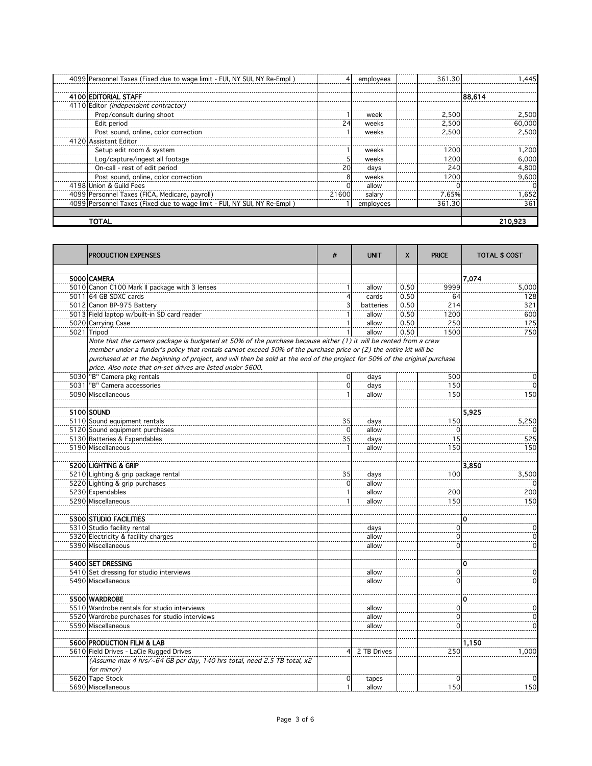| | | # | UNIT | X | PRICE | TOTAL $ COST |
|---|---|---|---|---|---|---|
| 4099 | Personnel Taxes (Fixed due to wage limit - FUI, NY SUI, NY Re-Empl ) | 4 | employees | | 361.30 | 1,445 |
| | | | | | | |
| 4100 | EDITORIAL STAFF | | | | | 88,614 |
| 4110 | Editor *(independent contractor)* | | | | | |
| | Prep/consult during shoot | 1 | week | | 2,500 | 2,500 |
| | Edit period | 24 | weeks | | 2,500 | 60,000 |
| | Post sound, online, color correction | 1 | weeks | | 2,500 | 2,500 |
| 4120 | Assistant Editor | | | | | |
| | Setup edit room & system | 1 | weeks | | 1200 | 1,200 |
| | Log/capture/ingest all footage | 5 | weeks | | 1200 | 6,000 |
| | On-call - rest of edit period | 20 | days | | 240 | 4,800 |
| | Post sound, online, color correction | 8 | weeks | | 1200 | 9,600 |
| 4198 | Union & Guild Fees | 0 | allow | | 0 | 0 |
| 4099 | Personnel Taxes (FICA, Medicare, payroll) | 21600 | salary | | 7.65% | 1,652 |
| 4099 | Personnel Taxes (Fixed due to wage limit - FUI, NY SUI, NY Re-Empl ) | 1 | employees | | 361.30 | 361 |
| | | | | | | |
| | **TOTAL** | | | | | **210,923** |

| | PRODUCTION EXPENSES | # | UNIT | X | PRICE | TOTAL $ COST |
|---|---|---|---|---|---|---|
| | | | | | | |
| 5000 | **CAMERA** | | | | | **7,074** |
| 5010 | Canon C100 Mark II package with 3 lenses | 1 | allow | 0.50 | 9999 | 5,000 |
| 5011 | 64 GB SDXC cards | 4 | cards | 0.50 | 64 | 128 |
| 5012 | Canon BP-975 Battery | 3 | batteries | 0.50 | 214 | 321 |
| 5013 | Field laptop w/built-in SD card reader | 1 | allow | 0.50 | 1200 | 600 |
| 5020 | Carrying Case | 1 | allow | 0.50 | 250 | 125 |
| 5021 | Tripod | 1 | allow | 0.50 | 1500 | 750 |
| | *Note that the camera package is budgeted at 50% of the purchase because either (1) it will be rented from a crew member under a funder's policy that rentals cannot exceed 50% of the purchase price or (2) the entire kit will be purchased at at the beginning of project, and will then be sold at the end of the project for 50% of the original purchase price. Also note that on-set drives are listed under 5600.* | | | | | |
| 5030 | "B" Camera pkg rentals | 0 | days | | 500 | 0 |
| 5031 | "B" Camera accessories | 0 | days | | 150 | 0 |
| 5090 | Miscellaneous | 1 | allow | | 150 | 150 |
| | | | | | | |
| 5100 | **SOUND** | | | | | **5,925** |
| 5110 | Sound equipment rentals | 35 | days | | 150 | 5,250 |
| 5120 | Sound equipment purchases | 0 | allow | | 0 | 0 |
| 5130 | Batteries & Expendables | 35 | days | | 15 | 525 |
| 5190 | Miscellaneous | 1 | allow | | 150 | 150 |
| | | | | | | |
| 5200 | **LIGHTING & GRIP** | | | | | **3,850** |
| 5210 | Lighting & grip package rental | 35 | days | | 100 | 3,500 |
| 5220 | Lighting & grip purchases | 0 | allow | | | 0 |
| 5230 | Expendables | 1 | allow | | 200 | 200 |
| 5290 | Miscellaneous | 1 | allow | | 150 | 150 |
| | | | | | | |
| 5300 | **STUDIO FACILITIES** | | | | | **0** |
| 5310 | Studio facility rental | | days | | 0 | 0 |
| 5320 | Electricity & facility charges | | allow | | 0 | 0 |
| 5390 | Miscellaneous | | allow | | 0 | 0 |
| | | | | | | |
| 5400 | **SET DRESSING** | | | | | **0** |
| 5410 | Set dressing for studio interviews | | allow | | 0 | 0 |
| 5490 | Miscellaneous | | allow | | 0 | 0 |
| | | | | | | |
| 5500 | **WARDROBE** | | | | | **0** |
| 5510 | Wardrobe rentals for studio interviews | | allow | | 0 | 0 |
| 5520 | Wardrobe purchases for studio interviews | | allow | | 0 | 0 |
| 5590 | Miscellaneous | | allow | | 0 | 0 |
| | | | | | | |
| 5600 | **PRODUCTION FILM & LAB** | | | | | **1,150** |
| 5610 | Field Drives - LaCie Rugged Drives | 4 | 2 TB Drives | | 250 | 1,000 |
| | *(Assume max 4 hrs/~64 GB per day, 140 hrs total, need 2.5 TB total, x2 for mirror)* | | | | | |
| 5620 | Tape Stock | 0 | tapes | | 0 | 0 |
| 5690 | Miscellaneous | 1 | allow | | 150 | 150 |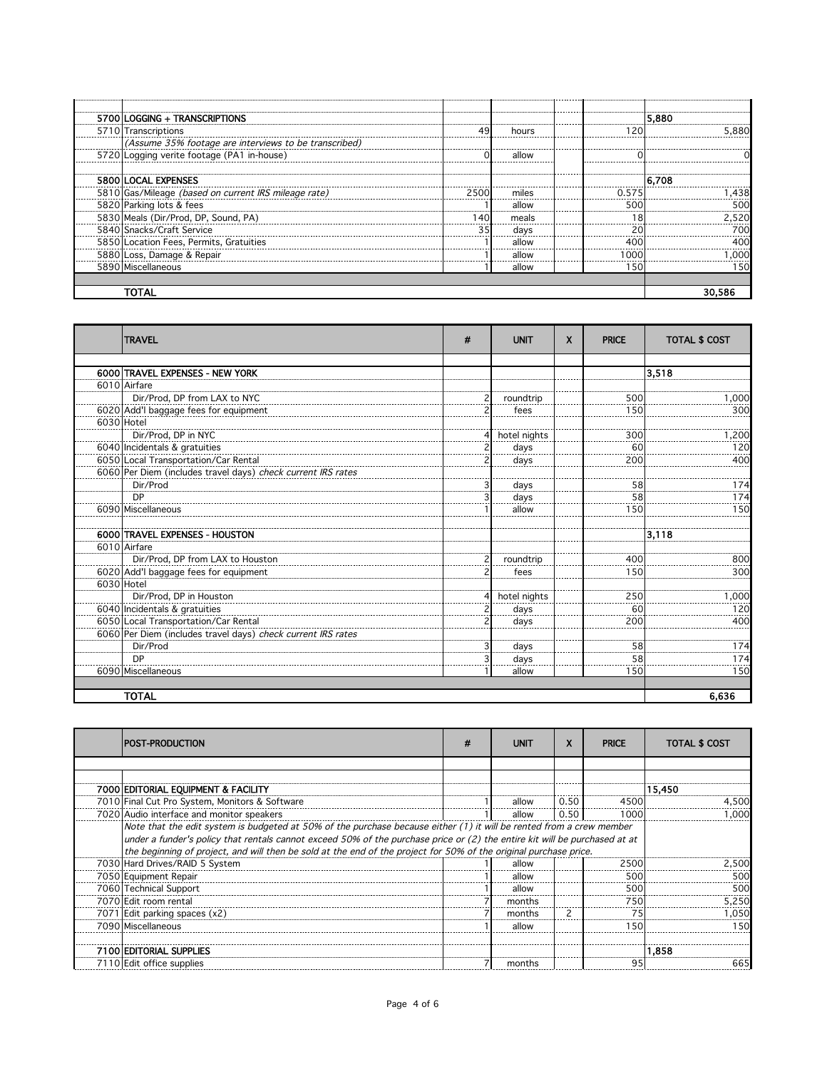| | | # | UNIT | X | PRICE | TOTAL $ COST | |
|---|---|---|---|---|---|---|---|
| 5700 | **LOGGING + TRANSCRIPTIONS** | | | | | 5,880 | |
| 5710 | Transcriptions | 49 | hours | | 120 | | 5,880 |
| | *(Assume 35% footage are interviews to be transcribed)* | | | | | | |
| 5720 | Logging verite footage (PA1 in-house) | 0 | allow | | 0 | | 0 |
| | | | | | | | |
| 5800 | **LOCAL EXPENSES** | | | | | 6,708 | |
| 5810 | Gas/Mileage *(based on current IRS mileage rate)* | 2500 | miles | | 0.575 | | 1,438 |
| 5820 | Parking lots & fees | 1 | allow | | 500 | | 500 |
| 5830 | Meals (Dir/Prod, DP, Sound, PA) | 140 | meals | | 18 | | 2,520 |
| 5840 | Snacks/Craft Service | 35 | days | | 20 | | 700 |
| 5850 | Location Fees, Permits, Gratuities | 1 | allow | | 400 | | 400 |
| 5880 | Loss, Damage & Repair | 1 | allow | | 1000 | | 1,000 |
| 5890 | Miscellaneous | 1 | allow | | 150 | | 150 |
| | | | | | | | |
| | **TOTAL** | | | | | | **30,586** |

| | TRAVEL | # | UNIT | X | PRICE | TOTAL $ COST | |
|---|---|---|---|---|---|---|---|
| | | | | | | | |
| 6000 | **TRAVEL EXPENSES - NEW YORK** | | | | | 3,518 | |
| 6010 | Airfare | | | | | | |
| | Dir/Prod, DP from LAX to NYC | 2 | roundtrip | | 500 | | 1,000 |
| 6020 | Add'l baggage fees for equipment | 2 | fees | | 150 | | 300 |
| 6030 | Hotel | | | | | | |
| | Dir/Prod, DP in NYC | 4 | hotel nights | | 300 | | 1,200 |
| 6040 | Incidentals & gratuities | 2 | days | | 60 | | 120 |
| 6050 | Local Transportation/Car Rental | 2 | days | | 200 | | 400 |
| 6060 | Per Diem (includes travel days) *check current IRS rates* | | | | | | |
| | Dir/Prod | 3 | days | | 58 | | 174 |
| | DP | 3 | days | | 58 | | 174 |
| 6090 | Miscellaneous | 1 | allow | | 150 | | 150 |
| | | | | | | | |
| 6000 | **TRAVEL EXPENSES - HOUSTON** | | | | | 3,118 | |
| 6010 | Airfare | | | | | | |
| | Dir/Prod, DP from LAX to Houston | 2 | roundtrip | | 400 | | 800 |
| 6020 | Add'l baggage fees for equipment | 2 | fees | | 150 | | 300 |
| 6030 | Hotel | | | | | | |
| | Dir/Prod, DP in Houston | 4 | hotel nights | | 250 | | 1,000 |
| 6040 | Incidentals & gratuities | 2 | days | | 60 | | 120 |
| 6050 | Local Transportation/Car Rental | 2 | days | | 200 | | 400 |
| 6060 | Per Diem (includes travel days) *check current IRS rates* | | | | | | |
| | Dir/Prod | 3 | days | | 58 | | 174 |
| | DP | 3 | days | | 58 | | 174 |
| 6090 | Miscellaneous | 1 | allow | | 150 | | 150 |
| | | | | | | | |
| | **TOTAL** | | | | | | **6,636** |

| | POST-PRODUCTION | # | UNIT | X | PRICE | TOTAL $ COST | |
|---|---|---|---|---|---|---|---|
| | | | | | | | |
| | | | | | | | |
| 7000 | **EDITORIAL EQUIPMENT & FACILITY** | | | | | 15,450 | |
| 7010 | Final Cut Pro System, Monitors & Software | 1 | allow | 0.50 | 4500 | | 4,500 |
| 7020 | Audio interface and monitor speakers | 1 | allow | 0.50 | 1000 | | 1,000 |
| | *Note that the edit system is budgeted at 50% of the purchase because either (1) it will be rented from a crew member under a funder's policy that rentals cannot exceed 50% of the purchase price or (2) the entire kit will be purchased at at the beginning of project, and will then be sold at the end of the project for 50% of the original purchase price.* | | | | | | |
| 7030 | Hard Drives/RAID 5 System | 1 | allow | | 2500 | | 2,500 |
| 7050 | Equipment Repair | 1 | allow | | 500 | | 500 |
| 7060 | Technical Support | 1 | allow | | 500 | | 500 |
| 7070 | Edit room rental | 7 | months | | 750 | | 5,250 |
| 7071 | Edit parking spaces (x2) | 7 | months | 2 | 75 | | 1,050 |
| 7090 | Miscellaneous | 1 | allow | | 150 | | 150 |
| | | | | | | | |
| 7100 | **EDITORIAL SUPPLIES** | | | | | 1,858 | |
| 7110 | Edit office supplies | 7 | months | | 95 | | 665 |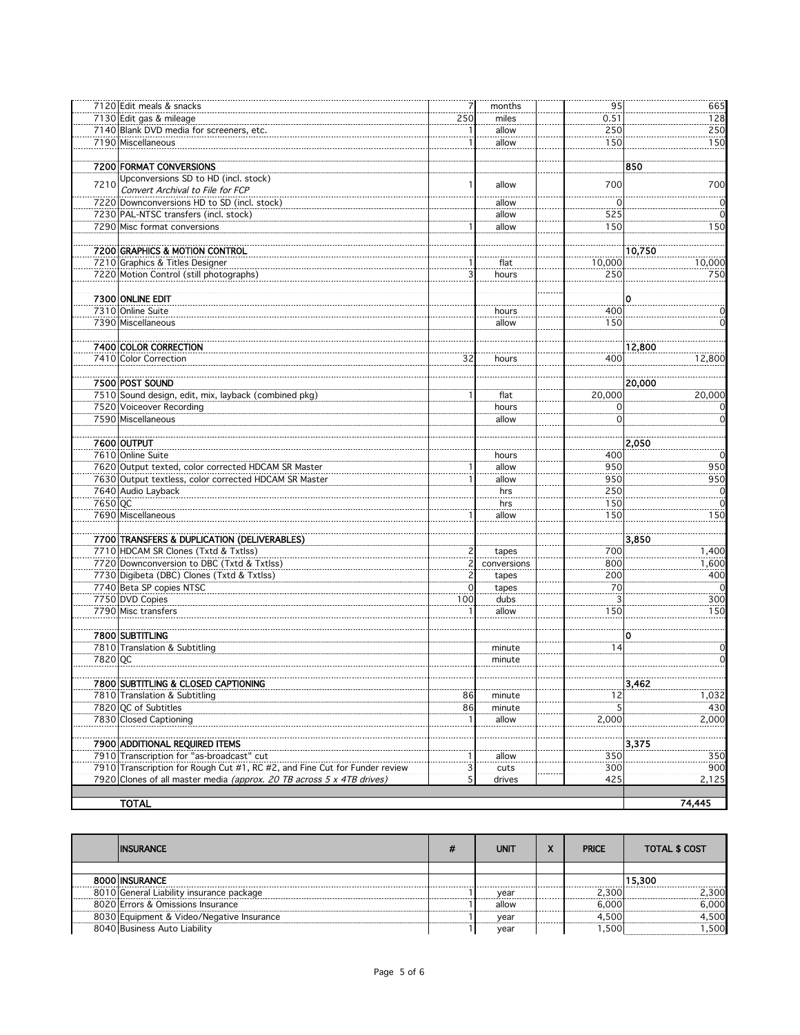| | | # | UNIT | X | PRICE | TOTAL $ COST |
|---|---|---|---|---|---|---|
| 7120 | Edit meals & snacks | 7 | months | | 95 | 665 |
| 7130 | Edit gas & mileage | 250 | miles | | 0.51 | 128 |
| 7140 | Blank DVD media for screeners, etc. | 1 | allow | | 250 | 250 |
| 7190 | Miscellaneous | 1 | allow | | 150 | 150 |
| | | | | | | |
| **7200** | **FORMAT CONVERSIONS** | | | | | **850** |
| 7210 | Upconversions SD to HD (incl. stock) *Convert Archival to File for FCP* | 1 | allow | | 700 | 700 |
| 7220 | Downconversions HD to SD (incl. stock) | | allow | | 0 | 0 |
| 7230 | PAL-NTSC transfers (incl. stock) | | allow | | 525 | 0 |
| 7290 | Misc format conversions | 1 | allow | | 150 | 150 |
| | | | | | | |
| **7200** | **GRAPHICS & MOTION CONTROL** | | | | | **10,750** |
| 7210 | Graphics & Titles Designer | 1 | flat | | 10,000 | 10,000 |
| 7220 | Motion Control (still photographs) | 3 | hours | | 250 | 750 |
| | | | | | | |
| **7300** | **ONLINE EDIT** | | | | | **0** |
| 7310 | Online Suite | | hours | | 400 | 0 |
| 7390 | Miscellaneous | | allow | | 150 | 0 |
| | | | | | | |
| **7400** | **COLOR CORRECTION** | | | | | **12,800** |
| 7410 | Color Correction | 32 | hours | | 400 | 12,800 |
| | | | | | | |
| **7500** | **POST SOUND** | | | | | **20,000** |
| 7510 | Sound design, edit, mix, layback (combined pkg) | 1 | flat | | 20,000 | 20,000 |
| 7520 | Voiceover Recording | | hours | | 0 | 0 |
| 7590 | Miscellaneous | | allow | | 0 | 0 |
| | | | | | | |
| **7600** | **OUTPUT** | | | | | **2,050** |
| 7610 | Online Suite | | hours | | 400 | 0 |
| 7620 | Output texted, color corrected HDCAM SR Master | 1 | allow | | 950 | 950 |
| 7630 | Output textless, color corrected HDCAM SR Master | 1 | allow | | 950 | 950 |
| 7640 | Audio Layback | | hrs | | 250 | 0 |
| 7650 | QC | | hrs | | 150 | 0 |
| 7690 | Miscellaneous | 1 | allow | | 150 | 150 |
| | | | | | | |
| **7700** | **TRANSFERS & DUPLICATION (DELIVERABLES)** | | | | | **3,850** |
| 7710 | HDCAM SR Clones (Txtd & Txtlss) | 2 | tapes | | 700 | 1,400 |
| 7720 | Downconversion to DBC (Txtd & Txtlss) | 2 | conversions | | 800 | 1,600 |
| 7730 | Digibeta (DBC) Clones (Txtd & Txtlss) | 2 | tapes | | 200 | 400 |
| 7740 | Beta SP copies NTSC | 0 | tapes | | 70 | 0 |
| 7750 | DVD Copies | 100 | dubs | | 3 | 300 |
| 7790 | Misc transfers | 1 | allow | | 150 | 150 |
| | | | | | | |
| **7800** | **SUBTITLING** | | | | | **0** |
| 7810 | Translation & Subtitling | | minute | | 14 | 0 |
| 7820 | QC | | minute | | | 0 |
| | | | | | | |
| **7800** | **SUBTITLING & CLOSED CAPTIONING** | | | | | **3,462** |
| 7810 | Translation & Subtitling | 86 | minute | | 12 | 1,032 |
| 7820 | QC of Subtitles | 86 | minute | | 5 | 430 |
| 7830 | Closed Captioning | 1 | allow | | 2,000 | 2,000 |
| | | | | | | |
| **7900** | **ADDITIONAL REQUIRED ITEMS** | | | | | **3,375** |
| 7910 | Transcription for "as-broadcast" cut | 1 | allow | | 350 | 350 |
| 7910 | Transcription for Rough Cut #1, RC #2, and Fine Cut for Funder review | 3 | cuts | | 300 | 900 |
| 7920 | Clones of all master media *(approx. 20 TB across 5 x 4TB drives)* | 5 | drives | | 425 | 2,125 |
| | | | | | | |
| | **TOTAL** | | | | | **74,445** |

| | INSURANCE | # | UNIT | X | PRICE | TOTAL $ COST |
|---|---|---|---|---|---|---|
| | | | | | | |
| **8000** | **INSURANCE** | | | | | **15,300** |
| 8010 | General Liability insurance package | 1 | year | | 2,300 | 2,300 |
| 8020 | Errors & Omissions Insurance | 1 | allow | | 6,000 | 6,000 |
| 8030 | Equipment & Video/Negative Insurance | 1 | year | | 4,500 | 4,500 |
| 8040 | Business Auto Liability | 1 | year | | 1,500 | 1,500 |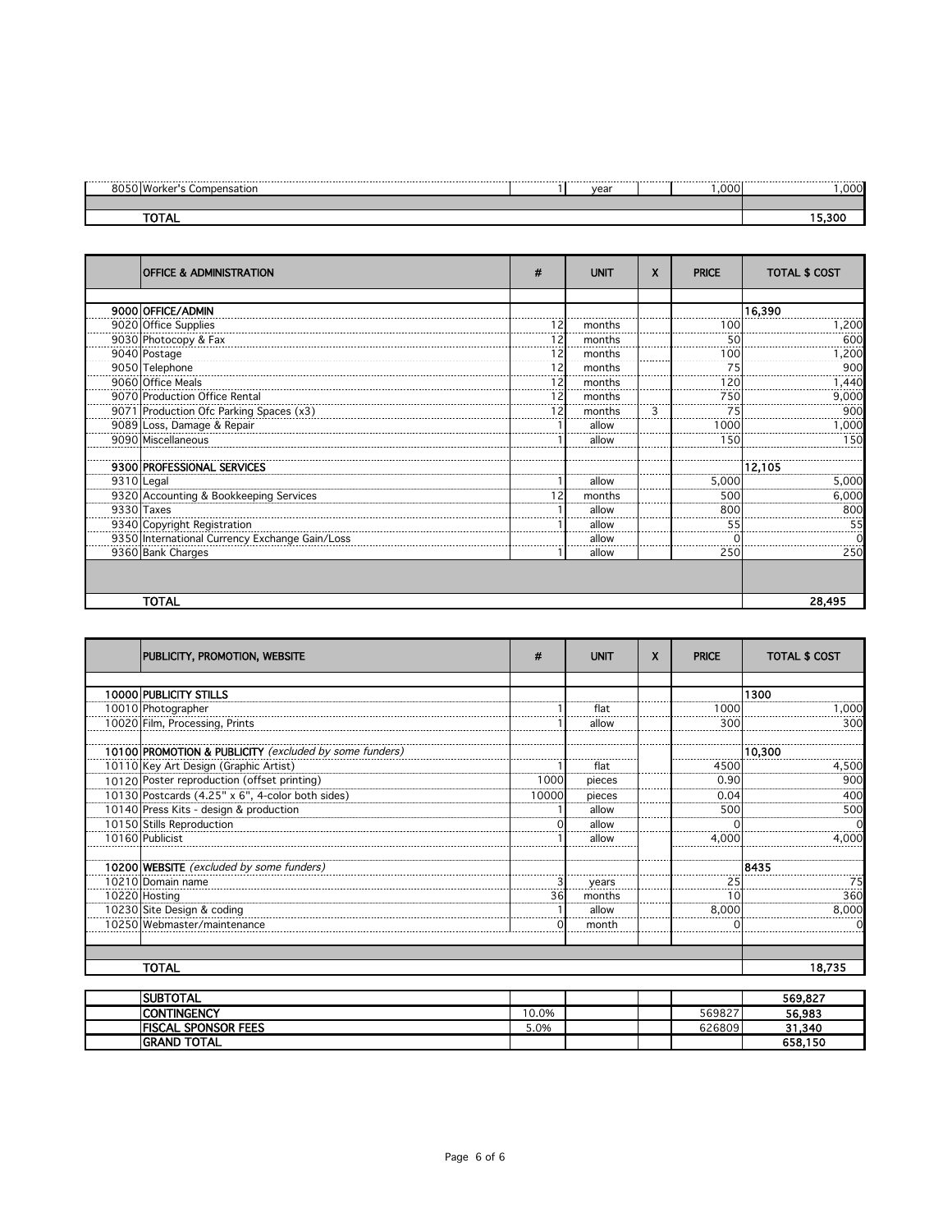| | | # | UNIT | X | PRICE | TOTAL $ COST |
|---|---|---|---|---|---|---|
| 8050 | Worker's Compensation | 1 | year | | 1,000 | 1,000 |
| | | | | | | |
| | **TOTAL** | | | | | **15,300** |

| | OFFICE & ADMINISTRATION | # | UNIT | X | PRICE | TOTAL $ COST |
|---|---|---|---|---|---|---|
| | | | | | | |
| **9000** | **OFFICE/ADMIN** | | | | | **16,390** |
| 9020 | Office Supplies | 12 | months | | 100 | 1,200 |
| 9030 | Photocopy & Fax | 12 | months | | 50 | 600 |
| 9040 | Postage | 12 | months | | 100 | 1,200 |
| 9050 | Telephone | 12 | months | | 75 | 900 |
| 9060 | Office Meals | 12 | months | | 120 | 1,440 |
| 9070 | Production Office Rental | 12 | months | | 750 | 9,000 |
| 9071 | Production Ofc Parking Spaces (x3) | 12 | months | 3 | 75 | 900 |
| 9089 | Loss, Damage & Repair | 1 | allow | | 1000 | 1,000 |
| 9090 | Miscellaneous | 1 | allow | | 150 | 150 |
| | | | | | | |
| **9300** | **PROFESSIONAL SERVICES** | | | | | **12,105** |
| 9310 | Legal | 1 | allow | | 5,000 | 5,000 |
| 9320 | Accounting & Bookkeeping Services | 12 | months | | 500 | 6,000 |
| 9330 | Taxes | 1 | allow | | 800 | 800 |
| 9340 | Copyright Registration | 1 | allow | | 55 | 55 |
| 9350 | International Currency Exchange Gain/Loss | | allow | | 0 | 0 |
| 9360 | Bank Charges | 1 | allow | | 250 | 250 |
| | | | | | | |
| | **TOTAL** | | | | | **28,495** |

| | PUBLICITY, PROMOTION, WEBSITE | # | UNIT | X | PRICE | TOTAL $ COST |
|---|---|---|---|---|---|---|
| | | | | | | |
| **10000** | **PUBLICITY STILLS** | | | | | **1300** |
| 10010 | Photographer | 1 | flat | | 1000 | 1,000 |
| 10020 | Film, Processing, Prints | 1 | allow | | 300 | 300 |
| | | | | | | |
| **10100** | **PROMOTION & PUBLICITY** *(excluded by some funders)* | | | | | **10,300** |
| 10110 | Key Art Design (Graphic Artist) | 1 | flat | | 4500 | 4,500 |
| 10120 | Poster reproduction (offset printing) | 1000 | pieces | | 0.90 | 900 |
| 10130 | Postcards (4.25" x 6", 4-color both sides) | 10000 | pieces | | 0.04 | 400 |
| 10140 | Press Kits - design & production | 1 | allow | | 500 | 500 |
| 10150 | Stills Reproduction | 0 | allow | | 0 | 0 |
| 10160 | Publicist | 1 | allow | | 4,000 | 4,000 |
| | | | | | | |
| **10200** | **WEBSITE** *(excluded by some funders)* | | | | | **8435** |
| 10210 | Domain name | 3 | years | | 25 | 75 |
| 10220 | Hosting | 36 | months | | 10 | 360 |
| 10230 | Site Design & coding | 1 | allow | | 8,000 | 8,000 |
| 10250 | Webmaster/maintenance | 0 | month | | 0 | 0 |
| | | | | | | |
| | **TOTAL** | | | | | **18,735** |

| | | | | | | |
|---|---|---|---|---|---|---|
| | **SUBTOTAL** | | | | | **569,827** |
| | **CONTINGENCY** | 10.0% | | | 569827 | **56,983** |
| | **FISCAL SPONSOR FEES** | 5.0% | | | 626809 | **31,340** |
| | **GRAND TOTAL** | | | | | **658,150** |